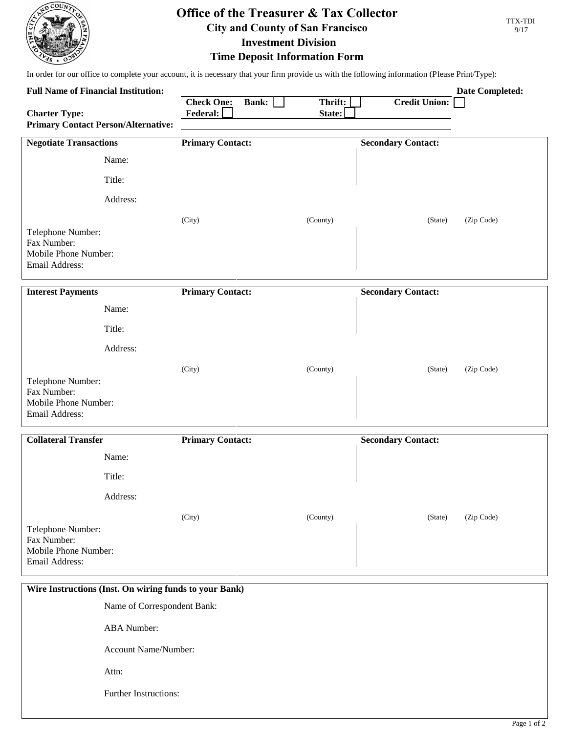# Office of the Treasurer & Tax Collector

## City and County of San Francisco

## Investment Division

## Time Deposit Information Form

TTX-TDI
9/17

In order for our office to complete your account, it is necessary that your firm provide us with the following information (Please Print/Type):

**Full Name of Financial Institution:** ______________________ **Date Completed:**

**Charter Type:** **Check One:** **Bank:** ☐ **Thrift:** ☐ **Credit Union:** ☐
**Federal:** ☐ **State:** ☐

**Primary Contact Person/Alternative:** ______________________

| **Negotiate Transactions** | **Primary Contact:** | **Secondary Contact:** |
|---|---|---|
| Name: | | |
| Title: | | |
| Address: | | |
| | (City) (County) | (State) (Zip Code) |
| Telephone Number: | | |
| Fax Number: | | |
| Mobile Phone Number: | | |
| Email Address: | | |

| **Interest Payments** | **Primary Contact:** | **Secondary Contact:** |
|---|---|---|
| Name: | | |
| Title: | | |
| Address: | | |
| | (City) (County) | (State) (Zip Code) |
| Telephone Number: | | |
| Fax Number: | | |
| Mobile Phone Number: | | |
| Email Address: | | |

| **Collateral Transfer** | **Primary Contact:** | **Secondary Contact:** |
|---|---|---|
| Name: | | |
| Title: | | |
| Address: | | |
| | (City) (County) | (State) (Zip Code) |
| Telephone Number: | | |
| Fax Number: | | |
| Mobile Phone Number: | | |
| Email Address: | | |

**Wire Instructions (Inst. On wiring funds to your Bank)**

Name of Correspondent Bank:

ABA Number:

Account Name/Number:

Attn:

Further Instructions: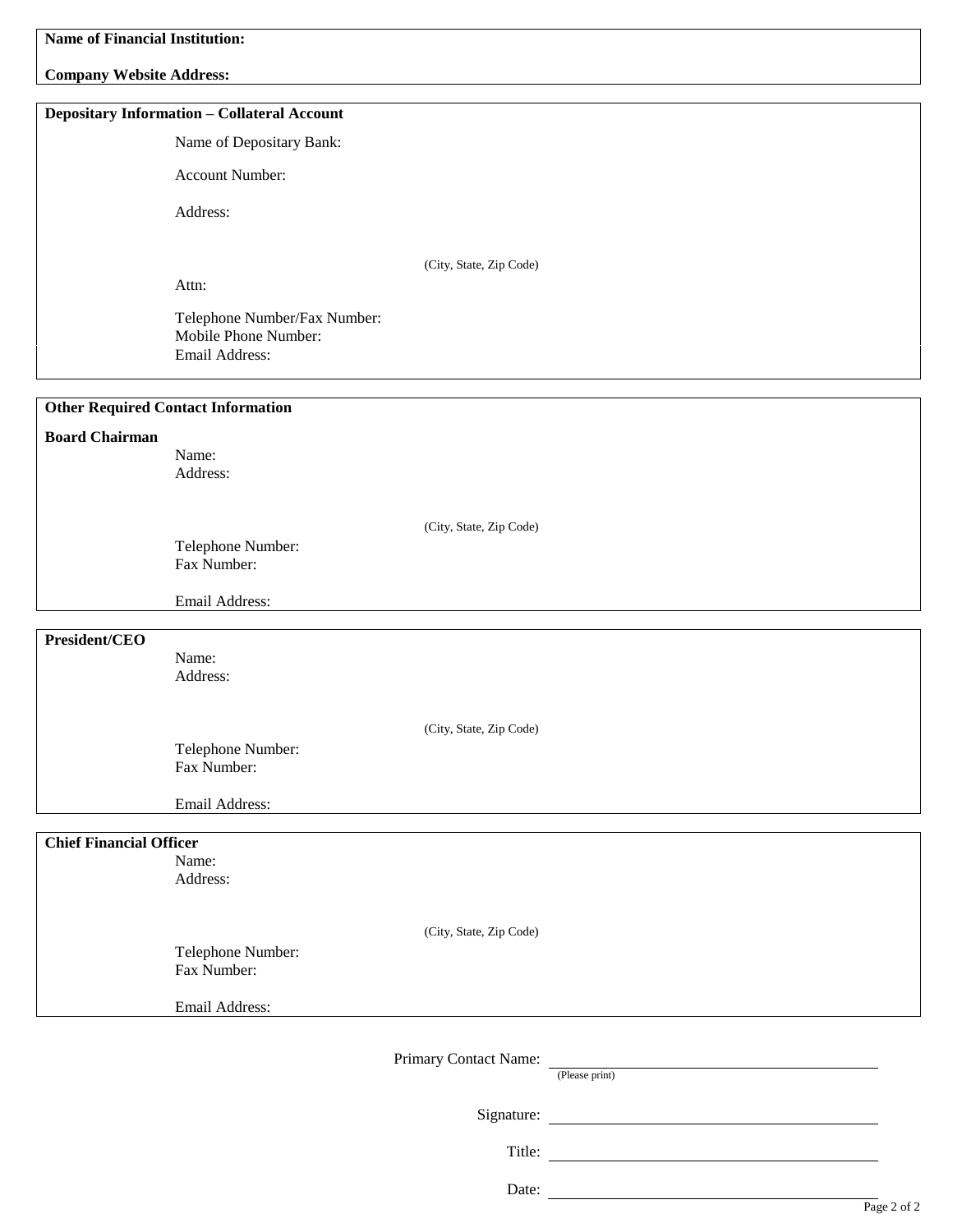**Name of Financial Institution:**

**Company Website Address:**

**Depositary Information – Collateral Account**

Name of Depositary Bank:

Account Number:

Address:

(City, State, Zip Code)

Attn:

Telephone Number/Fax Number:
Mobile Phone Number:
Email Address:

**Other Required Contact Information**

**Board Chairman**

Name:
Address:

(City, State, Zip Code)

Telephone Number:
Fax Number:

Email Address:

**President/CEO**

Name:
Address:

(City, State, Zip Code)

Telephone Number:
Fax Number:

Email Address:

**Chief Financial Officer**

Name:
Address:

(City, State, Zip Code)

Telephone Number:
Fax Number:

Email Address:

Primary Contact Name: ______________________________
(Please print)

Signature: ______________________________

Title: ______________________________

Date: ______________________________